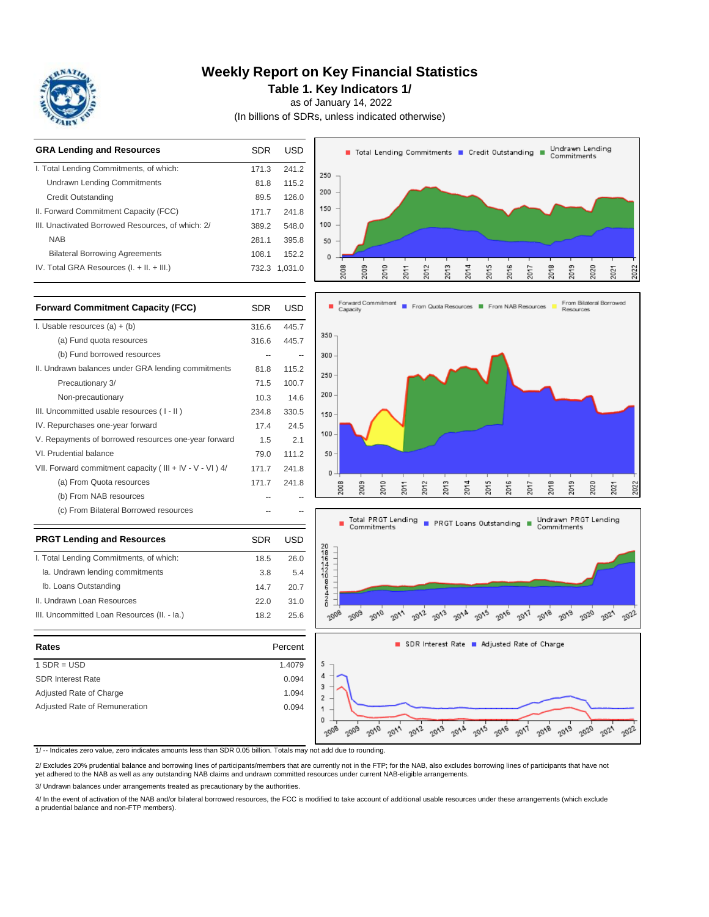# Weekly Report on Key Financial Statistics

## Table 1. Key Indicators 1/

as of January 14, 2022

(In billions of SDRs, unless indicated otherwise)

| GRA Lending and Resources | SDR | USD |
|---|---|---|
| I. Total Lending Commitments, of which: | 171.3 | 241.2 |
| Undrawn Lending Commitments | 81.8 | 115.2 |
| Credit Outstanding | 89.5 | 126.0 |
| II. Forward Commitment Capacity (FCC) | 171.7 | 241.8 |
| III. Unactivated Borrowed Resources, of which: 2/ | 389.2 | 548.0 |
| NAB | 281.1 | 395.8 |
| Bilateral Borrowing Agreements | 108.1 | 152.2 |
| IV. Total GRA Resources (I. + II. + III.) | 732.3 | 1,031.0 |

| Forward Commitment Capacity (FCC) | SDR | USD |
|---|---|---|
| I. Usable resources (a) + (b) | 316.6 | 445.7 |
| (a) Fund quota resources | 316.6 | 445.7 |
| (b) Fund borrowed resources | -- | -- |
| II. Undrawn balances under GRA lending commitments | 81.8 | 115.2 |
| Precautionary 3/ | 71.5 | 100.7 |
| Non-precautionary | 10.3 | 14.6 |
| III. Uncommitted usable resources ( I - II ) | 234.8 | 330.5 |
| IV. Repurchases one-year forward | 17.4 | 24.5 |
| V. Repayments of borrowed resources one-year forward | 1.5 | 2.1 |
| VI. Prudential balance | 79.0 | 111.2 |
| VII. Forward commitment capacity ( III + IV - V - VI ) 4/ | 171.7 | 241.8 |
| (a) From Quota resources | 171.7 | 241.8 |
| (b) From NAB resources | -- | -- |
| (c) From Bilateral Borrowed resources | -- | -- |

| PRGT Lending and Resources | SDR | USD |
|---|---|---|
| I. Total Lending Commitments, of which: | 18.5 | 26.0 |
| Ia. Undrawn lending commitments | 3.8 | 5.4 |
| Ib. Loans Outstanding | 14.7 | 20.7 |
| II. Undrawn Loan Resources | 22.0 | 31.0 |
| III. Uncommitted Loan Resources (II. - Ia.) | 18.2 | 25.6 |

| Rates | Percent |
|---|---|
| 1 SDR = USD | 1.4079 |
| SDR Interest Rate | 0.094 |
| Adjusted Rate of Charge | 1.094 |
| Adjusted Rate of Remuneration | 0.094 |

1/ -- Indicates zero value, zero indicates amounts less than SDR 0.05 billion. Totals may not add due to rounding.

2/ Excludes 20% prudential balance and borrowing lines of participants/members that are currently not in the FTP; for the NAB, also excludes borrowing lines of participants that have not yet adhered to the NAB as well as any outstanding NAB claims and undrawn committed resources under current NAB-eligible arrangements.

3/ Undrawn balances under arrangements treated as precautionary by the authorities.

4/ In the event of activation of the NAB and/or bilateral borrowed resources, the FCC is modified to take account of additional usable resources under these arrangements (which exclude a prudential balance and non-FTP members).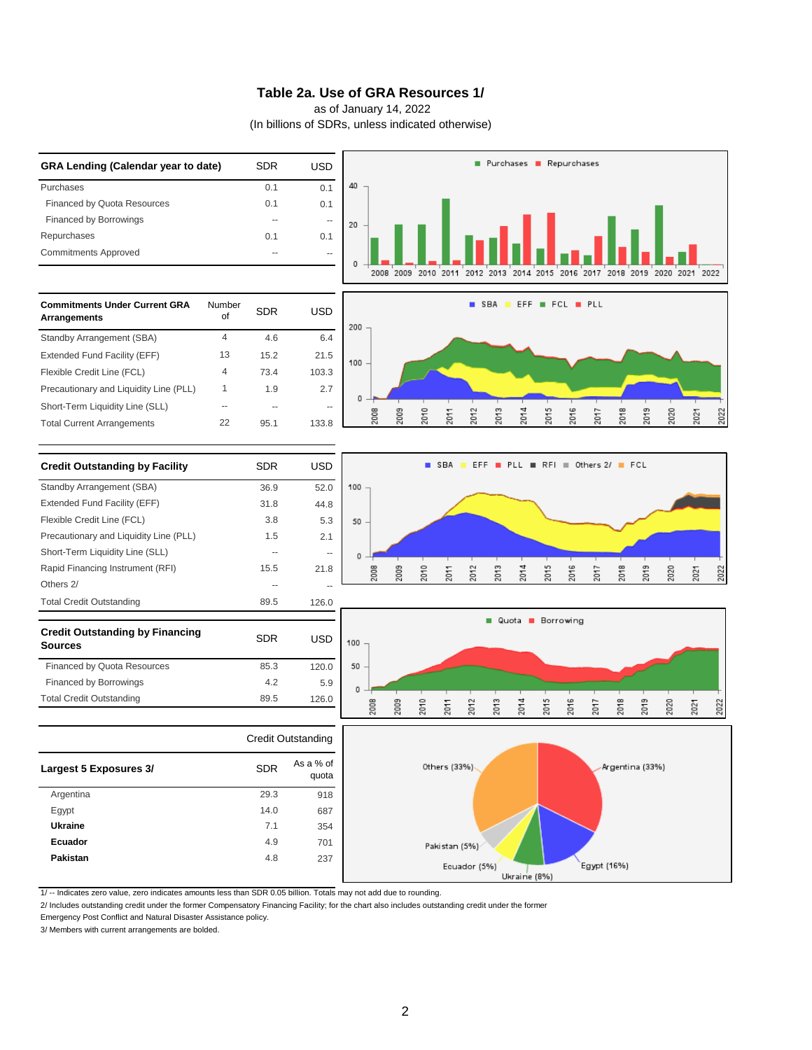# Table 2a. Use of GRA Resources 1/

as of January 14, 2022

(In billions of SDRs, unless indicated otherwise)

| GRA Lending (Calendar year to date) | SDR | USD |
|---|---|---|
| Purchases | 0.1 | 0.1 |
| Financed by Quota Resources | 0.1 | 0.1 |
| Financed by Borrowings | -- | -- |
| Repurchases | 0.1 | 0.1 |
| Commitments Approved | -- | -- |

| Commitments Under Current GRA Arrangements | Number of | SDR | USD |
|---|---|---|---|
| Standby Arrangement (SBA) | 4 | 4.6 | 6.4 |
| Extended Fund Facility (EFF) | 13 | 15.2 | 21.5 |
| Flexible Credit Line (FCL) | 4 | 73.4 | 103.3 |
| Precautionary and Liquidity Line (PLL) | 1 | 1.9 | 2.7 |
| Short-Term Liquidity Line (SLL) | -- | -- | -- |
| Total Current Arrangements | 22 | 95.1 | 133.8 |

| Credit Outstanding by Facility | SDR | USD |
|---|---|---|
| Standby Arrangement (SBA) | 36.9 | 52.0 |
| Extended Fund Facility (EFF) | 31.8 | 44.8 |
| Flexible Credit Line (FCL) | 3.8 | 5.3 |
| Precautionary and Liquidity Line (PLL) | 1.5 | 2.1 |
| Short-Term Liquidity Line (SLL) | -- | -- |
| Rapid Financing Instrument (RFI) | 15.5 | 21.8 |
| Others 2/ | -- | -- |
| Total Credit Outstanding | 89.5 | 126.0 |

| Credit Outstanding by Financing Sources | SDR | USD |
|---|---|---|
| Financed by Quota Resources | 85.3 | 120.0 |
| Financed by Borrowings | 4.2 | 5.9 |
| Total Credit Outstanding | 89.5 | 126.0 |

| | Credit Outstanding | |
|---|---|---|
| **Largest 5 Exposures 3/** | SDR | As a % of quota |
| Argentina | 29.3 | 918 |
| Egypt | 14.0 | 687 |
| **Ukraine** | 7.1 | 354 |
| **Ecuador** | 4.9 | 701 |
| **Pakistan** | 4.8 | 237 |

1/ -- Indicates zero value, zero indicates amounts less than SDR 0.05 billion. Totals may not add due to rounding.

2/ Includes outstanding credit under the former Compensatory Financing Facility; for the chart also includes outstanding credit under the former Emergency Post Conflict and Natural Disaster Assistance policy.

3/ Members with current arrangements are bolded.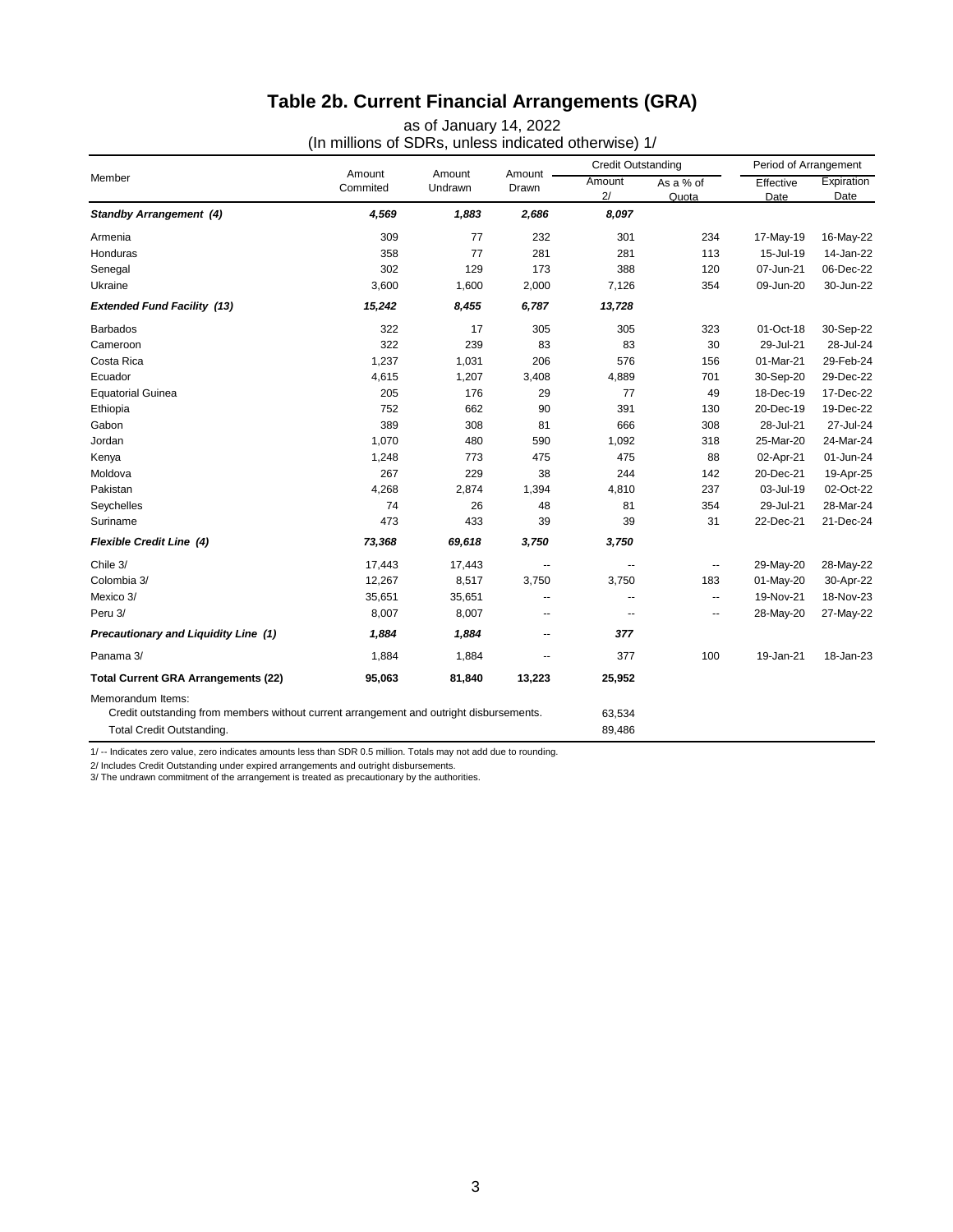# Table 2b. Current Financial Arrangements (GRA)

as of January 14, 2022

(In millions of SDRs, unless indicated otherwise) 1/

| Member | Amount Commited | Amount Undrawn | Amount Drawn | Credit Outstanding | | Period of Arrangement | |
|---|---|---|---|---|---|---|---|
| | | | | Amount 2/ | As a % of Quota | Effective Date | Expiration Date |
| ***Standby Arrangement (4)*** | ***4,569*** | ***1,883*** | ***2,686*** | ***8,097*** | | | |
| Armenia | 309 | 77 | 232 | 301 | 234 | 17-May-19 | 16-May-22 |
| Honduras | 358 | 77 | 281 | 281 | 113 | 15-Jul-19 | 14-Jan-22 |
| Senegal | 302 | 129 | 173 | 388 | 120 | 07-Jun-21 | 06-Dec-22 |
| Ukraine | 3,600 | 1,600 | 2,000 | 7,126 | 354 | 09-Jun-20 | 30-Jun-22 |
| ***Extended Fund Facility (13)*** | ***15,242*** | ***8,455*** | ***6,787*** | ***13,728*** | | | |
| Barbados | 322 | 17 | 305 | 305 | 323 | 01-Oct-18 | 30-Sep-22 |
| Cameroon | 322 | 239 | 83 | 83 | 30 | 29-Jul-21 | 28-Jul-24 |
| Costa Rica | 1,237 | 1,031 | 206 | 576 | 156 | 01-Mar-21 | 29-Feb-24 |
| Ecuador | 4,615 | 1,207 | 3,408 | 4,889 | 701 | 30-Sep-20 | 29-Dec-22 |
| Equatorial Guinea | 205 | 176 | 29 | 77 | 49 | 18-Dec-19 | 17-Dec-22 |
| Ethiopia | 752 | 662 | 90 | 391 | 130 | 20-Dec-19 | 19-Dec-22 |
| Gabon | 389 | 308 | 81 | 666 | 308 | 28-Jul-21 | 27-Jul-24 |
| Jordan | 1,070 | 480 | 590 | 1,092 | 318 | 25-Mar-20 | 24-Mar-24 |
| Kenya | 1,248 | 773 | 475 | 475 | 88 | 02-Apr-21 | 01-Jun-24 |
| Moldova | 267 | 229 | 38 | 244 | 142 | 20-Dec-21 | 19-Apr-25 |
| Pakistan | 4,268 | 2,874 | 1,394 | 4,810 | 237 | 03-Jul-19 | 02-Oct-22 |
| Seychelles | 74 | 26 | 48 | 81 | 354 | 29-Jul-21 | 28-Mar-24 |
| Suriname | 473 | 433 | 39 | 39 | 31 | 22-Dec-21 | 21-Dec-24 |
| ***Flexible Credit Line (4)*** | ***73,368*** | ***69,618*** | ***3,750*** | ***3,750*** | | | |
| Chile 3/ | 17,443 | 17,443 | -- | -- | -- | 29-May-20 | 28-May-22 |
| Colombia 3/ | 12,267 | 8,517 | 3,750 | 3,750 | 183 | 01-May-20 | 30-Apr-22 |
| Mexico 3/ | 35,651 | 35,651 | -- | -- | -- | 19-Nov-21 | 18-Nov-23 |
| Peru 3/ | 8,007 | 8,007 | -- | -- | -- | 28-May-20 | 27-May-22 |
| ***Precautionary and Liquidity Line (1)*** | ***1,884*** | ***1,884*** | -- | ***377*** | | | |
| Panama 3/ | 1,884 | 1,884 | -- | 377 | 100 | 19-Jan-21 | 18-Jan-23 |
| **Total Current GRA Arrangements (22)** | **95,063** | **81,840** | **13,223** | **25,952** | | | |
| Memorandum Items: | | | | | | | |
| Credit outstanding from members without current arrangement and outright disbursements. | | | | 63,534 | | | |
| Total Credit Outstanding. | | | | 89,486 | | | |

1/ -- Indicates zero value, zero indicates amounts less than SDR 0.5 million. Totals may not add due to rounding.

2/ Includes Credit Outstanding under expired arrangements and outright disbursements.

3/ The undrawn commitment of the arrangement is treated as precautionary by the authorities.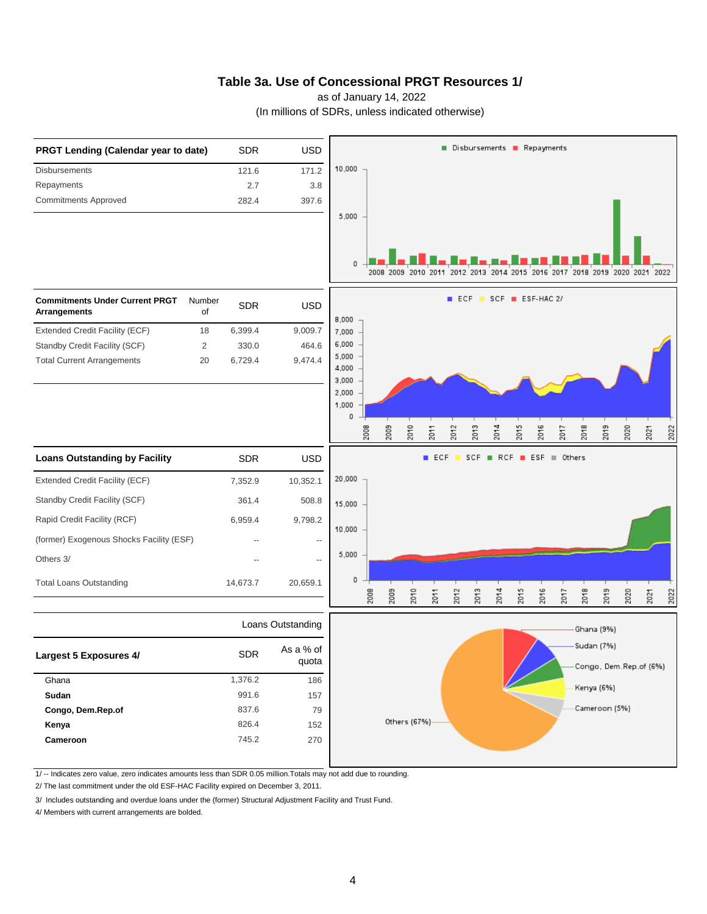# Table 3a. Use of Concessional PRGT Resources 1/

as of January 14, 2022

(In millions of SDRs, unless indicated otherwise)

| PRGT Lending (Calendar year to date) | SDR | USD |
|---|---|---|
| Disbursements | 121.6 | 171.2 |
| Repayments | 2.7 | 3.8 |
| Commitments Approved | 282.4 | 397.6 |

| Commitments Under Current PRGT Arrangements | Number of | SDR | USD |
|---|---|---|---|
| Extended Credit Facility (ECF) | 18 | 6,399.4 | 9,009.7 |
| Standby Credit Facility (SCF) | 2 | 330.0 | 464.6 |
| Total Current Arrangements | 20 | 6,729.4 | 9,474.4 |

| Loans Outstanding by Facility | SDR | USD |
|---|---|---|
| Extended Credit Facility (ECF) | 7,352.9 | 10,352.1 |
| Standby Credit Facility (SCF) | 361.4 | 508.8 |
| Rapid Credit Facility (RCF) | 6,959.4 | 9,798.2 |
| (former) Exogenous Shocks Facility (ESF) | -- | -- |
| Others 3/ | -- | -- |
| Total Loans Outstanding | 14,673.7 | 20,659.1 |

| | Loans Outstanding | |
|---|---|---|
| **Largest 5 Exposures 4/** | **SDR** | **As a % of quota** |
| Ghana | 1,376.2 | 186 |
| **Sudan** | 991.6 | 157 |
| **Congo, Dem.Rep.of** | 837.6 | 79 |
| **Kenya** | 826.4 | 152 |
| **Cameroon** | 745.2 | 270 |

1/ -- Indicates zero value, zero indicates amounts less than SDR 0.05 million.Totals may not add due to rounding.

2/ The last commitment under the old ESF-HAC Facility expired on December 3, 2011.

3/ Includes outstanding and overdue loans under the (former) Structural Adjustment Facility and Trust Fund.

4/ Members with current arrangements are bolded.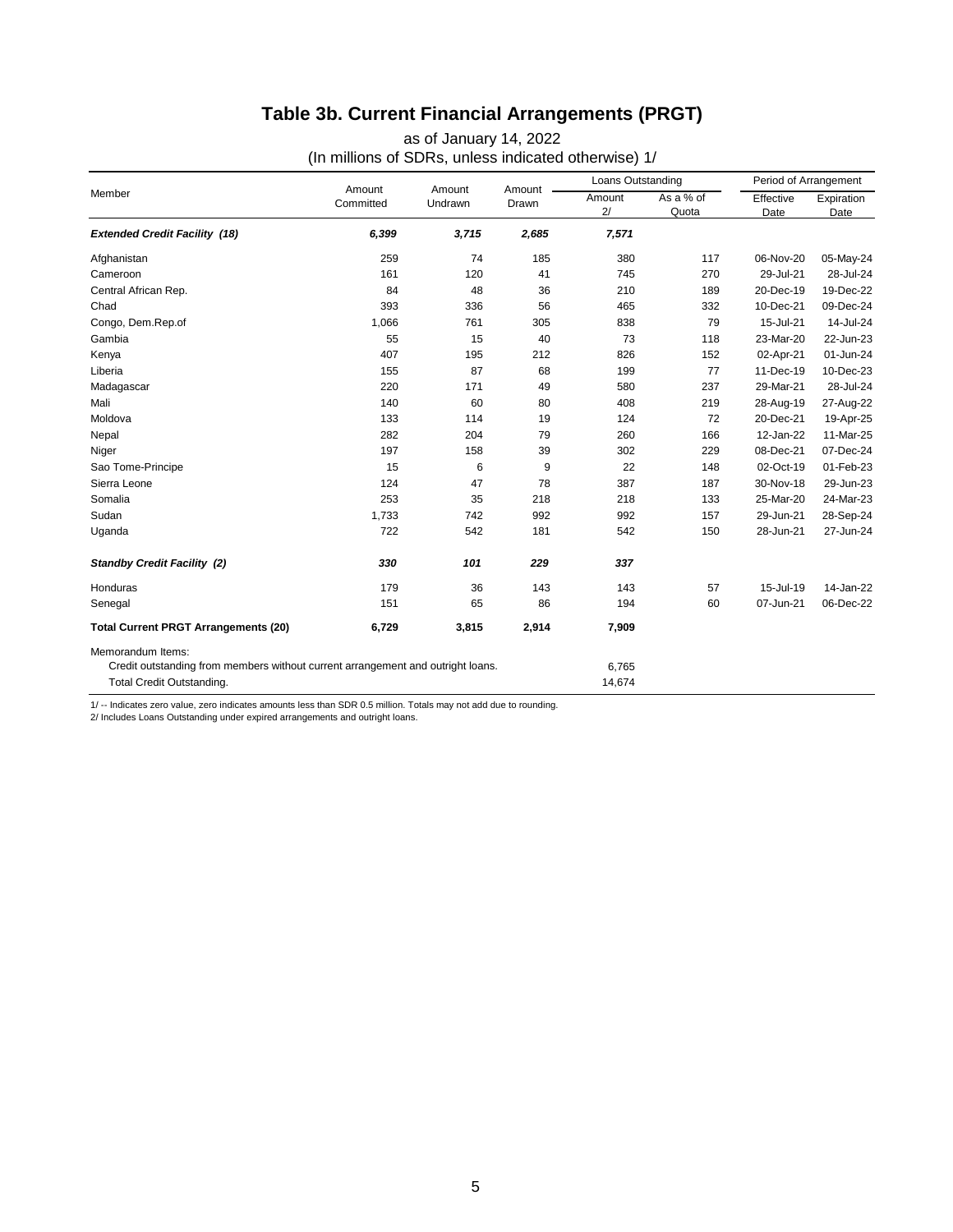# Table 3b. Current Financial Arrangements (PRGT)

as of January 14, 2022

(In millions of SDRs, unless indicated otherwise) 1/

| Member | Amount Committed | Amount Undrawn | Amount Drawn | Loans Outstanding | | Period of Arrangement | |
|---|---|---|---|---|---|---|---|
| | | | | Amount 2/ | As a % of Quota | Effective Date | Expiration Date |
| ***Extended Credit Facility (18)*** | ***6,399*** | ***3,715*** | ***2,685*** | ***7,571*** | | | |
| Afghanistan | 259 | 74 | 185 | 380 | 117 | 06-Nov-20 | 05-May-24 |
| Cameroon | 161 | 120 | 41 | 745 | 270 | 29-Jul-21 | 28-Jul-24 |
| Central African Rep. | 84 | 48 | 36 | 210 | 189 | 20-Dec-19 | 19-Dec-22 |
| Chad | 393 | 336 | 56 | 465 | 332 | 10-Dec-21 | 09-Dec-24 |
| Congo, Dem.Rep.of | 1,066 | 761 | 305 | 838 | 79 | 15-Jul-21 | 14-Jul-24 |
| Gambia | 55 | 15 | 40 | 73 | 118 | 23-Mar-20 | 22-Jun-23 |
| Kenya | 407 | 195 | 212 | 826 | 152 | 02-Apr-21 | 01-Jun-24 |
| Liberia | 155 | 87 | 68 | 199 | 77 | 11-Dec-19 | 10-Dec-23 |
| Madagascar | 220 | 171 | 49 | 580 | 237 | 29-Mar-21 | 28-Jul-24 |
| Mali | 140 | 60 | 80 | 408 | 219 | 28-Aug-19 | 27-Aug-22 |
| Moldova | 133 | 114 | 19 | 124 | 72 | 20-Dec-21 | 19-Apr-25 |
| Nepal | 282 | 204 | 79 | 260 | 166 | 12-Jan-22 | 11-Mar-25 |
| Niger | 197 | 158 | 39 | 302 | 229 | 08-Dec-21 | 07-Dec-24 |
| Sao Tome-Principe | 15 | 6 | 9 | 22 | 148 | 02-Oct-19 | 01-Feb-23 |
| Sierra Leone | 124 | 47 | 78 | 387 | 187 | 30-Nov-18 | 29-Jun-23 |
| Somalia | 253 | 35 | 218 | 218 | 133 | 25-Mar-20 | 24-Mar-23 |
| Sudan | 1,733 | 742 | 992 | 992 | 157 | 29-Jun-21 | 28-Sep-24 |
| Uganda | 722 | 542 | 181 | 542 | 150 | 28-Jun-21 | 27-Jun-24 |
| ***Standby Credit Facility (2)*** | ***330*** | ***101*** | ***229*** | ***337*** | | | |
| Honduras | 179 | 36 | 143 | 143 | 57 | 15-Jul-19 | 14-Jan-22 |
| Senegal | 151 | 65 | 86 | 194 | 60 | 07-Jun-21 | 06-Dec-22 |
| **Total Current PRGT Arrangements (20)** | **6,729** | **3,815** | **2,914** | **7,909** | | | |
| Memorandum Items: | | | | | | | |
| Credit outstanding from members without current arrangement and outright loans. | | | | 6,765 | | | |
| Total Credit Outstanding. | | | | 14,674 | | | |

1/ -- Indicates zero value, zero indicates amounts less than SDR 0.5 million. Totals may not add due to rounding.

2/ Includes Loans Outstanding under expired arrangements and outright loans.